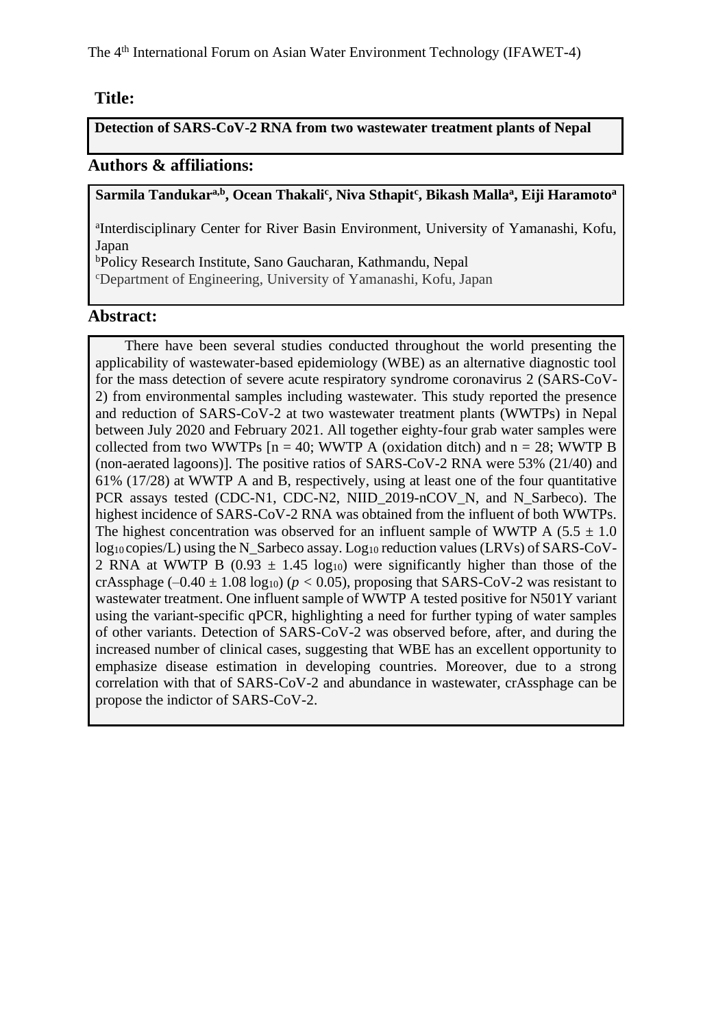## Title:

**Detection of SARS-CoV-2 RNA from two wastewater treatment plants of Nepal**

## Authors & affiliations:

**Sarmila Tandukar[a,b], Ocean Thakali[c], Niva Sthapit[c], Bikash Malla[a], Eiji Haramoto[a]**

[a]Interdisciplinary Center for River Basin Environment, University of Yamanashi, Kofu, Japan
[b]Policy Research Institute, Sano Gaucharan, Kathmandu, Nepal
[c]Department of Engineering, University of Yamanashi, Kofu, Japan

## Abstract:

There have been several studies conducted throughout the world presenting the applicability of wastewater-based epidemiology (WBE) as an alternative diagnostic tool for the mass detection of severe acute respiratory syndrome coronavirus 2 (SARS-CoV-2) from environmental samples including wastewater. This study reported the presence and reduction of SARS-CoV-2 at two wastewater treatment plants (WWTPs) in Nepal between July 2020 and February 2021. All together eighty-four grab water samples were collected from two WWTPs [$n = 40$; WWTP A (oxidation ditch) and $n = 28$; WWTP B (non-aerated lagoons)]. The positive ratios of SARS-CoV-2 RNA were 53% (21/40) and 61% (17/28) at WWTP A and B, respectively, using at least one of the four quantitative PCR assays tested (CDC-N1, CDC-N2, NIID_2019-nCOV_N, and N_Sarbeco). The highest incidence of SARS-CoV-2 RNA was obtained from the influent of both WWTPs. The highest concentration was observed for an influent sample of WWTP A ($5.5 \pm 1.0$ $\log_{10}$ copies/L) using the N_Sarbeco assay. $\text{Log}_{10}$ reduction values (LRVs) of SARS-CoV-2 RNA at WWTP B ($0.93 \pm 1.45$ $\log_{10}$) were significantly higher than those of the crAssphage ($-0.40 \pm 1.08$ $\log_{10}$) ($p < 0.05$), proposing that SARS-CoV-2 was resistant to wastewater treatment. One influent sample of WWTP A tested positive for N501Y variant using the variant-specific qPCR, highlighting a need for further typing of water samples of other variants. Detection of SARS-CoV-2 was observed before, after, and during the increased number of clinical cases, suggesting that WBE has an excellent opportunity to emphasize disease estimation in developing countries. Moreover, due to a strong correlation with that of SARS-CoV-2 and abundance in wastewater, crAssphage can be propose the indictor of SARS-CoV-2.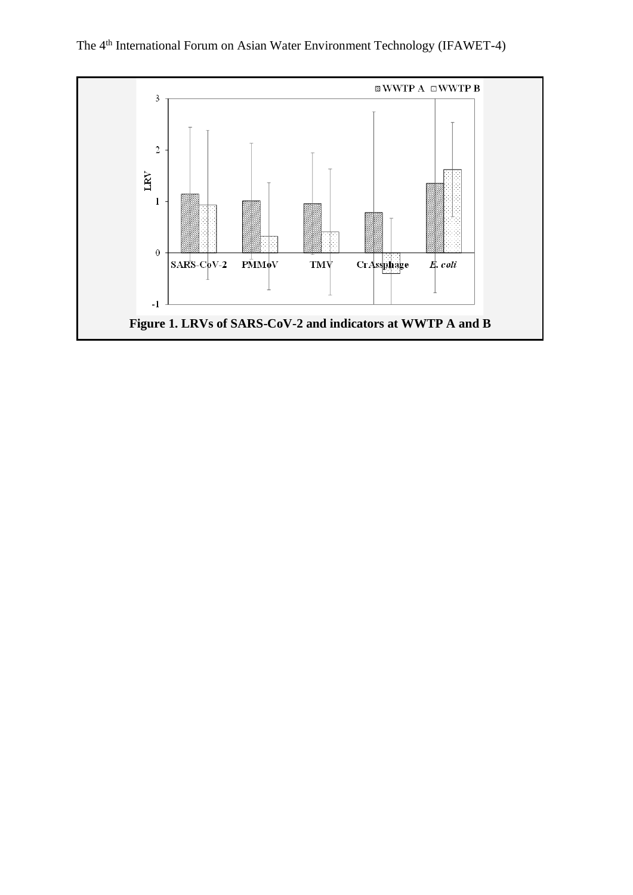WWTP A WWTP B

3

2

1

0

-1

LRV

SARS-CoV-2 PMMoV TMV CrAssphage *E. coli*

**Figure 1. LRVs of SARS-CoV-2 and indicators at WWTP A and B**